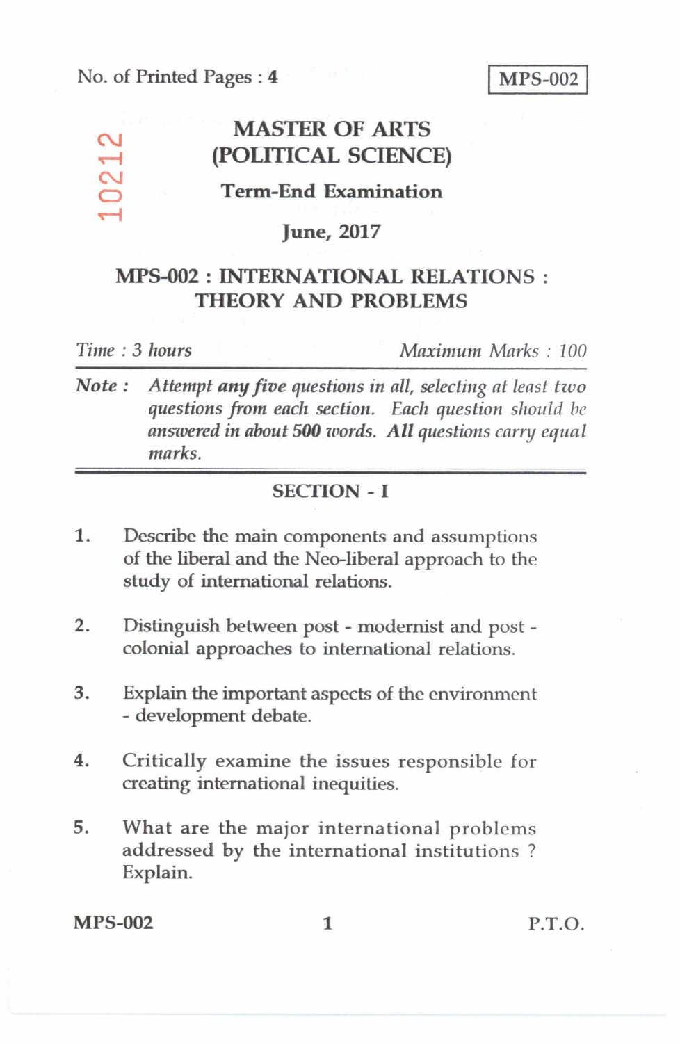No. of Printed Pages : 4

**MPS-002**

10212

# MASTER OF ARTS (POLITICAL SCIENCE)

## Term-End Examination

## June, 2017

## MPS-002 : INTERNATIONAL RELATIONS : THEORY AND PROBLEMS

*Time : 3 hours* *Maximum Marks : 100*

**Note :** *Attempt any five questions in all, selecting at least two questions from each section. Each question should be answered in about 500 words. All questions carry equal marks.*

### SECTION - I

1. Describe the main components and assumptions of the liberal and the Neo-liberal approach to the study of international relations.

2. Distinguish between post - modernist and post - colonial approaches to international relations.

3. Explain the important aspects of the environment - development debate.

4. Critically examine the issues responsible for creating international inequities.

5. What are the major international problems addressed by the international institutions ? Explain.

P.T.O.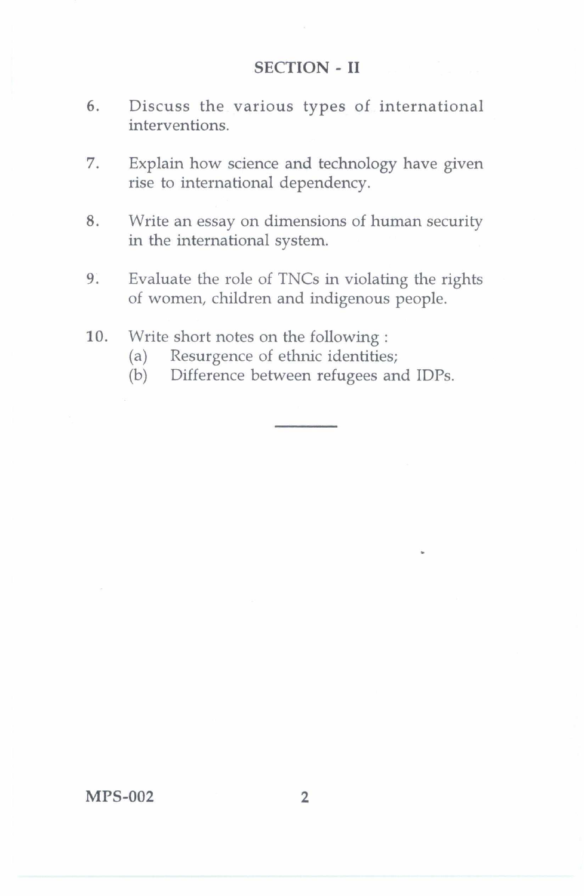## SECTION - II

6. Discuss the various types of international interventions.

7. Explain how science and technology have given rise to international dependency.

8. Write an essay on dimensions of human security in the international system.

9. Evaluate the role of TNCs in violating the rights of women, children and indigenous people.

10. Write short notes on the following :
    (a) Resurgence of ethnic identities;
    (b) Difference between refugees and IDPs.

---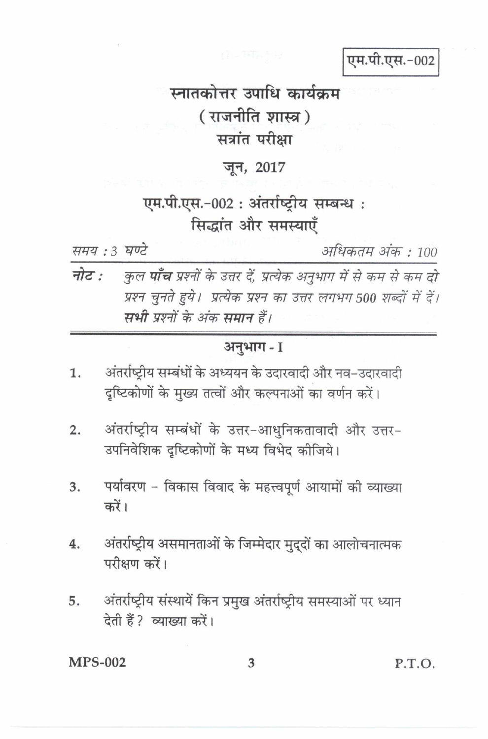एम.पी.एस.-002

# स्नातकोत्तर उपाधि कार्यक्रम
## ( राजनीति शास्त्र )
## सत्रांत परीक्षा

## जून, 2017

## एम.पी.एस.-002 : अंतर्राष्ट्रीय सम्बन्ध : सिद्धांत और समस्याएँ

*समय : 3 घण्टे* *अधिकतम अंक : 100*

***नोट :*** *कुल **पाँच** प्रश्नों के उत्तर दें, प्रत्येक अनुभाग में से कम से कम **दो** प्रश्न चुनते हुये। प्रत्येक प्रश्न का उत्तर लगभग 500 शब्दों में दें। **सभी** प्रश्नों के अंक **समान** हैं।*

### अनुभाग - I

1. अंतर्राष्ट्रीय सम्बंधों के अध्ययन के उदारवादी और नव-उदारवादी दृष्टिकोणों के मुख्य तत्वों और कल्पनाओं का वर्णन करें।

2. अंतर्राष्ट्रीय सम्बंधों के उत्तर-आधुनिकतावादी और उत्तर-उपनिवेशिक दृष्टिकोणों के मध्य विभेद कीजिये।

3. पर्यावरण - विकास विवाद के महत्त्वपूर्ण आयामों की व्याख्या करें।

4. अंतर्राष्ट्रीय असमानताओं के जिम्मेदार मुद्दों का आलोचनात्मक परीक्षण करें।

5. अंतर्राष्ट्रीय संस्थायें किन प्रमुख अंतर्राष्ट्रीय समस्याओं पर ध्यान देती हैं? व्याख्या करें।

MPS-002 P.T.O.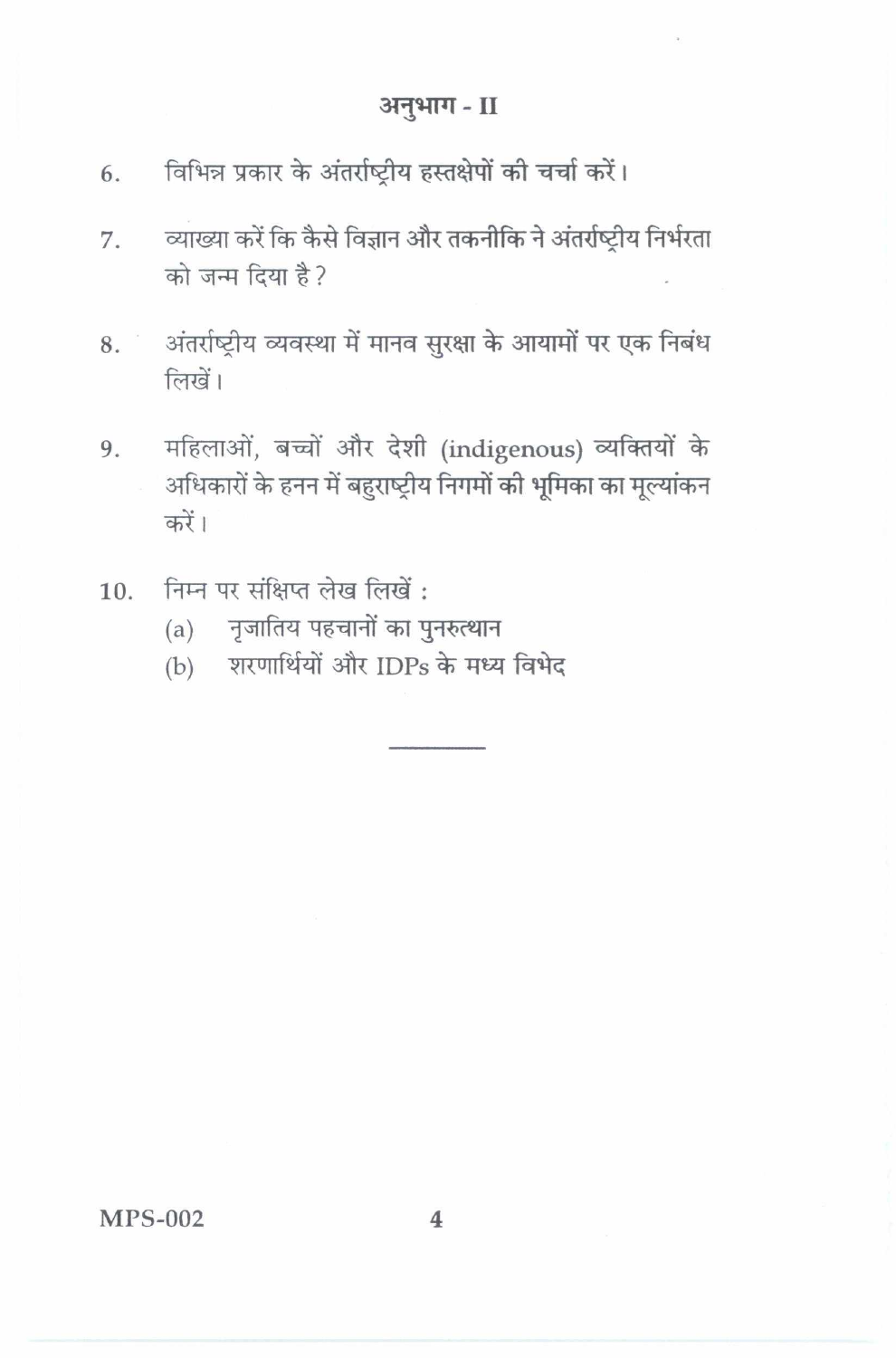## अनुभाग - II

6. विभिन्न प्रकार के अंतर्राष्ट्रीय हस्तक्षेपों की चर्चा करें।

7. व्याख्या करें कि कैसे विज्ञान और तकनीकि ने अंतर्राष्ट्रीय निर्भरता को जन्म दिया है ?

8. अंतर्राष्ट्रीय व्यवस्था में मानव सुरक्षा के आयामों पर एक निबंध लिखें।

9. महिलाओं, बच्चों और देशी (indigenous) व्यक्तियों के अधिकारों के हनन में बहुराष्ट्रीय निगमों की भूमिका का मूल्यांकन करें।

10. निम्न पर संक्षिप्त लेख लिखें :
    - (a) नृजातिय पहचानों का पुनरुत्थान
    - (b) शरणार्थियों और IDPs के मध्य विभेद